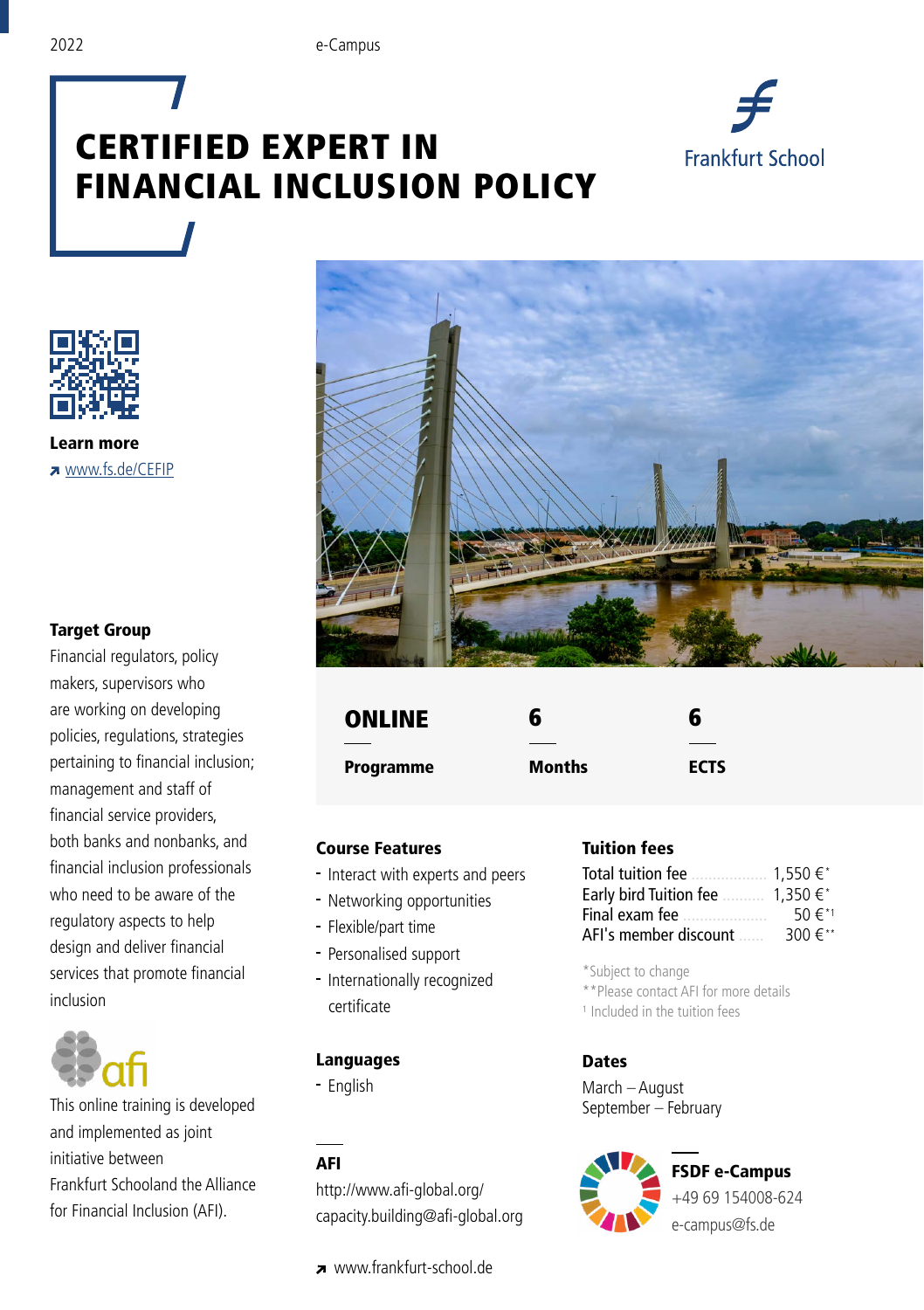2022

e-Campus

# CERTIFIED EXPERT IN FINANCIAL INCLUSION POLICY

Frankfurt School

**Learn more**

↗ www.fs.de/CEFIP

**ONLINE** — Programme

**6** — Months

**6** — ECTS

### Target Group

Financial regulators, policy makers, supervisors who are working on developing policies, regulations, strategies pertaining to financial inclusion; management and staff of financial service providers, both banks and nonbanks, and financial inclusion professionals who need to be aware of the regulatory aspects to help design and deliver financial services that promote financial inclusion

afi

This online training is developed and implemented as joint initiative between Frankfurt Schooland the Alliance for Financial Inclusion (AFI).

### Course Features

- Interact with experts and peers
- Networking opportunities
- Flexible/part time
- Personalised support
- Internationally recognized certificate

### Languages

- English

### Tuition fees

| | |
|---|---|
| Total tuition fee | 1,550 €* |
| Early bird Tuition fee | 1,350 €* |
| Final exam fee | 50 €*[1] |
| AFI's member discount | 300 €** |

*Subject to change

**Please contact AFI for more details

[1] Included in the tuition fees

### Dates

March – August

September – February

### AFI

http://www.afi-global.org/

capacity.building@afi-global.org

### FSDF e-Campus

+49 69 154008-624

e-campus@fs.de

↗ www.frankfurt-school.de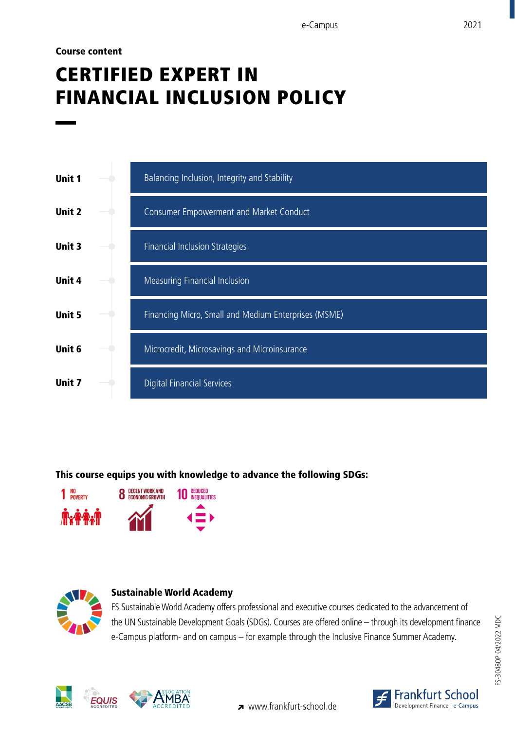**Course content**

# CERTIFIED EXPERT IN FINANCIAL INCLUSION POLICY

| | |
|---|---|
| **Unit 1** | Balancing Inclusion, Integrity and Stability |
| **Unit 2** | Consumer Empowerment and Market Conduct |
| **Unit 3** | Financial Inclusion Strategies |
| **Unit 4** | Measuring Financial Inclusion |
| **Unit 5** | Financing Micro, Small and Medium Enterprises (MSME) |
| **Unit 6** | Microcredit, Microsavings and Microinsurance |
| **Unit 7** | Digital Financial Services |

**This course equips you with knowledge to advance the following SDGs:**

1 NO POVERTY

8 DECENT WORK AND ECONOMIC GROWTH

10 REDUCED INEQUALITIES

**Sustainable World Academy**

FS Sustainable World Academy offers professional and executive courses dedicated to the advancement of the UN Sustainable Development Goals (SDGs). Courses are offered online – through its development finance e-Campus platform- and on campus – for example through the Inclusive Finance Summer Academy.

www.frankfurt-school.de

FS-3048OP 04/2022 MDC